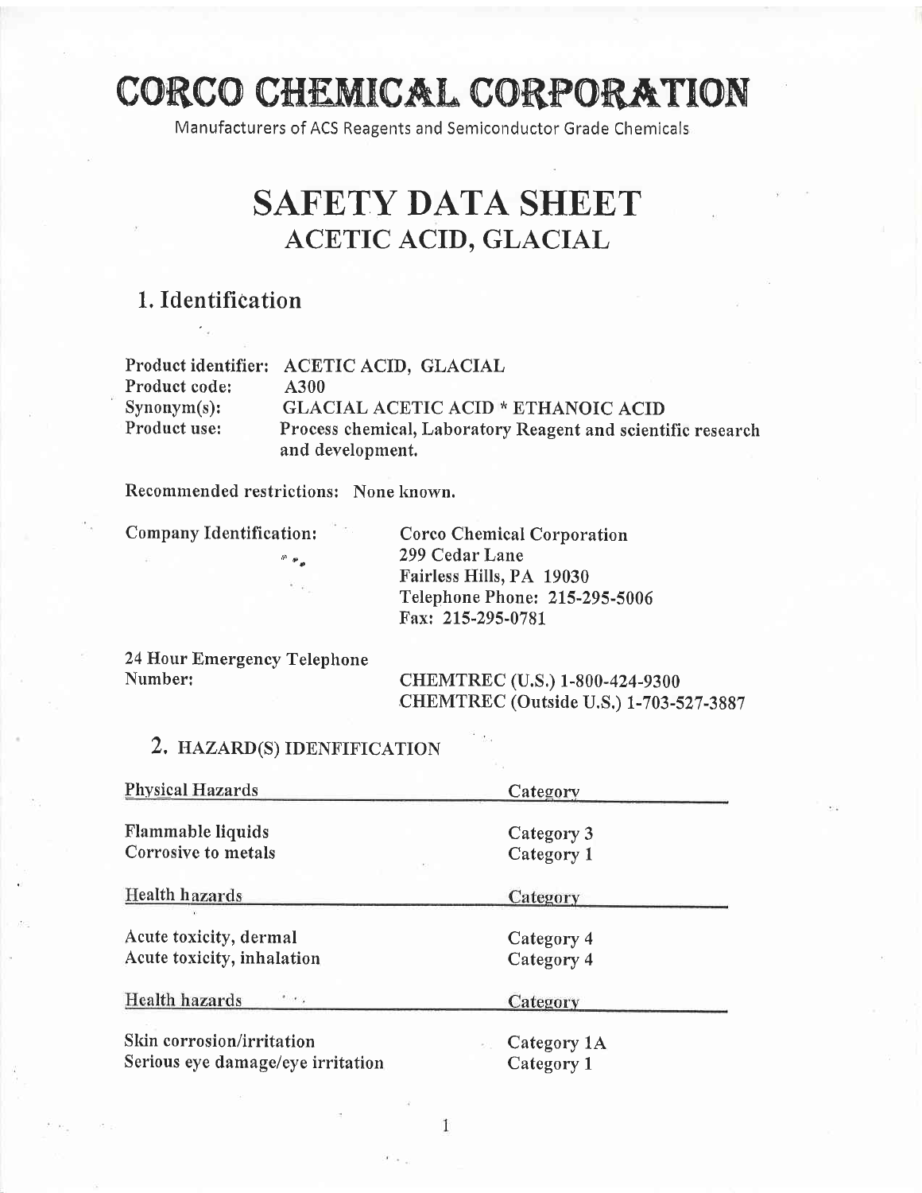# CORCO CHEMICAL CORPORATION

Manufacturers of ACS Reagents and Semiconductor Grade Chemicals

# SAFETY DATA SHEET
## ACETIC ACID, GLACIAL

## 1. Identification

**Product identifier:** ACETIC ACID, GLACIAL
**Product code:** A300
**Synonym(s):** GLACIAL ACETIC ACID * ETHANOIC ACID
**Product use:** Process chemical, Laboratory Reagent and scientific research and development.

Recommended restrictions: None known.

Company Identification:
Corco Chemical Corporation
299 Cedar Lane
Fairless Hills, PA 19030
Telephone Phone: 215-295-5006
Fax: 215-295-0781

24 Hour Emergency Telephone Number:
CHEMTREC (U.S.) 1-800-424-9300
CHEMTREC (Outside U.S.) 1-703-527-3887

## 2. HAZARD(S) IDENFIFICATION

| Physical Hazards | Category |
|---|---|
| Flammable liquids | Category 3 |
| Corrosive to metals | Category 1 |

| Health hazards | Category |
|---|---|
| Acute toxicity, dermal | Category 4 |
| Acute toxicity, inhalation | Category 4 |

| Health hazards | Category |
|---|---|
| Skin corrosion/irritation | Category 1A |
| Serious eye damage/eye irritation | Category 1 |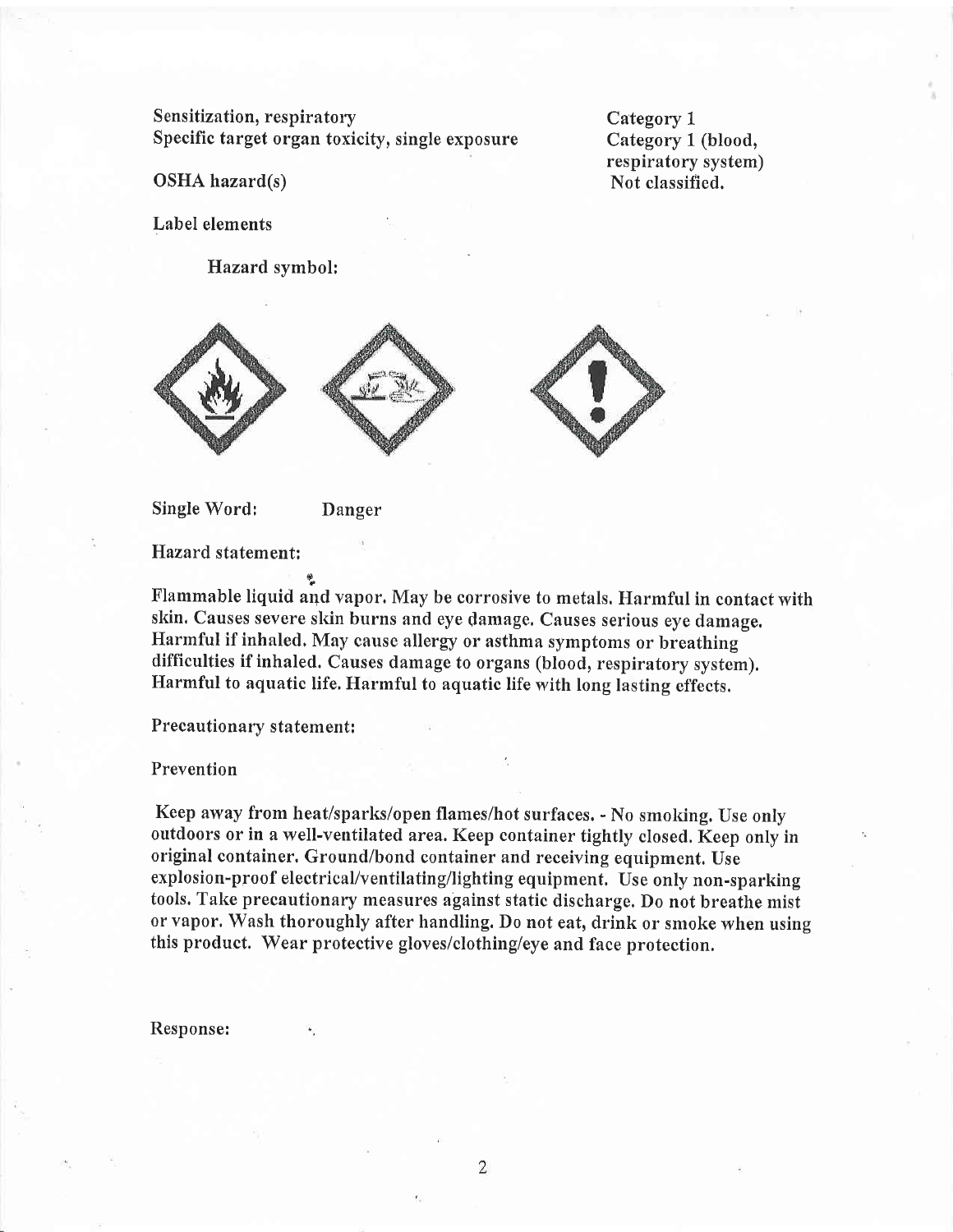| | |
|---|---|
| Sensitization, respiratory | Category 1 |
| Specific target organ toxicity, single exposure | Category 1 (blood, respiratory system) |
| OSHA hazard(s) | Not classified. |

Label elements

Hazard symbol:

Single Word: Danger

Hazard statement:

Flammable liquid and vapor. May be corrosive to metals. Harmful in contact with skin. Causes severe skin burns and eye damage. Causes serious eye damage. Harmful if inhaled. May cause allergy or asthma symptoms or breathing difficulties if inhaled. Causes damage to organs (blood, respiratory system). Harmful to aquatic life. Harmful to aquatic life with long lasting effects.

Precautionary statement:

Prevention

Keep away from heat/sparks/open flames/hot surfaces. - No smoking. Use only outdoors or in a well-ventilated area. Keep container tightly closed. Keep only in original container. Ground/bond container and receiving equipment. Use explosion-proof electrical/ventilating/lighting equipment. Use only non-sparking tools. Take precautionary measures against static discharge. Do not breathe mist or vapor. Wash thoroughly after handling. Do not eat, drink or smoke when using this product. Wear protective gloves/clothing/eye and face protection.

Response: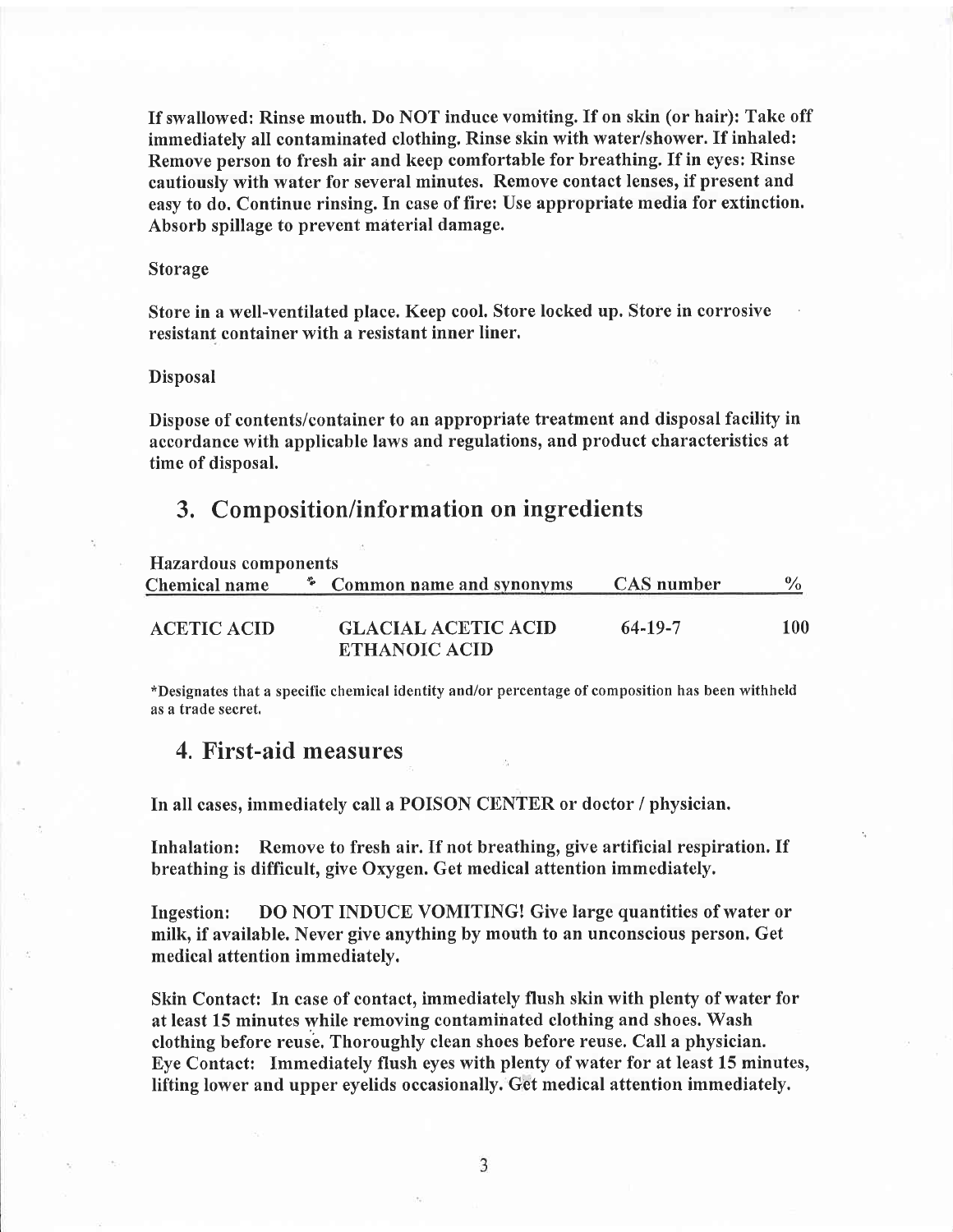**If swallowed: Rinse mouth. Do NOT induce vomiting. If on skin (or hair): Take off immediately all contaminated clothing. Rinse skin with water/shower. If inhaled: Remove person to fresh air and keep comfortable for breathing. If in eyes: Rinse cautiously with water for several minutes. Remove contact lenses, if present and easy to do. Continue rinsing. In case of fire: Use appropriate media for extinction. Absorb spillage to prevent material damage.**

Storage

**Store in a well-ventilated place. Keep cool. Store locked up. Store in corrosive resistant container with a resistant inner liner.**

Disposal

**Dispose of contents/container to an appropriate treatment and disposal facility in accordance with applicable laws and regulations, and product characteristics at time of disposal.**

## 3. Composition/information on ingredients

Hazardous components

| Chemical name | * Common name and synonyms | CAS number | % |
|---|---|---|---|
| **ACETIC ACID** | **GLACIAL ACETIC ACID ETHANOIC ACID** | **64-19-7** | **100** |

*Designates that a specific chemical identity and/or percentage of composition has been withheld as a trade secret.

## 4. First-aid measures

**In all cases, immediately call a POISON CENTER or doctor / physician.**

**Inhalation: Remove to fresh air. If not breathing, give artificial respiration. If breathing is difficult, give Oxygen. Get medical attention immediately.**

**Ingestion: DO NOT INDUCE VOMITING! Give large quantities of water or milk, if available. Never give anything by mouth to an unconscious person. Get medical attention immediately.**

**Skin Contact: In case of contact, immediately flush skin with plenty of water for at least 15 minutes while removing contaminated clothing and shoes. Wash clothing before reuse. Thoroughly clean shoes before reuse. Call a physician.**
**Eye Contact: Immediately flush eyes with plenty of water for at least 15 minutes, lifting lower and upper eyelids occasionally. Get medical attention immediately.**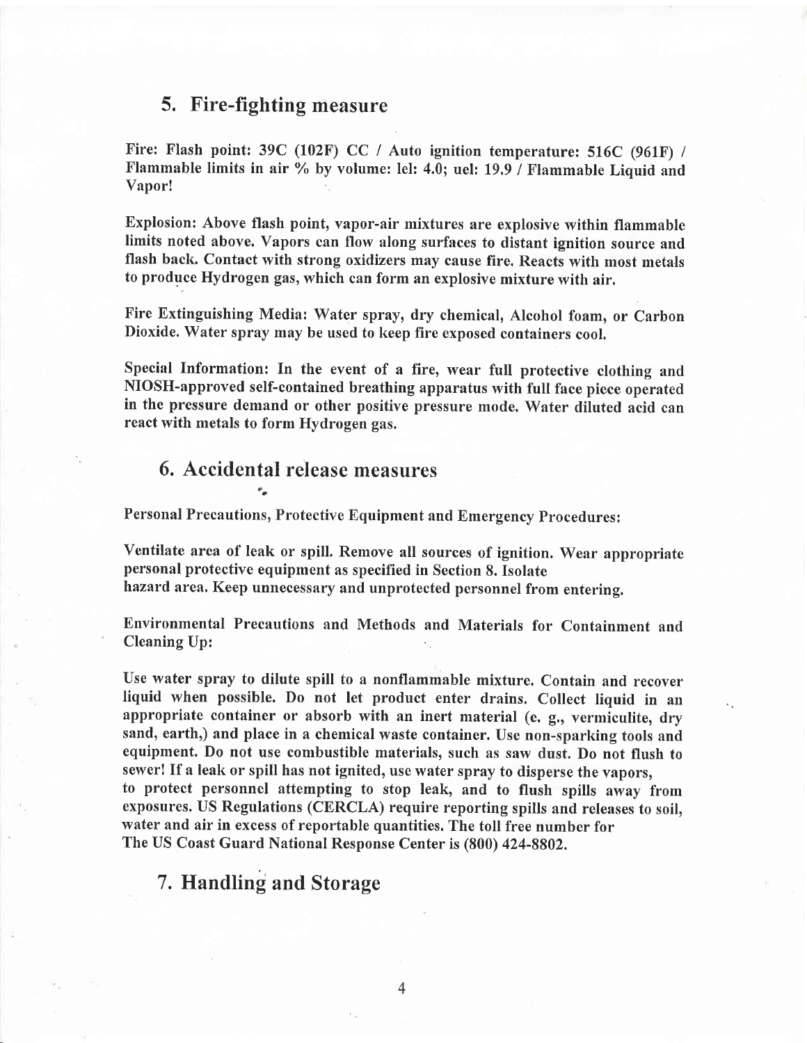## 5. Fire-fighting measure

Fire: Flash point: 39C (102F) CC / Auto ignition temperature: 516C (961F) / Flammable limits in air % by volume: lel: 4.0; uel: 19.9 / Flammable Liquid and Vapor!

Explosion: Above flash point, vapor-air mixtures are explosive within flammable limits noted above. Vapors can flow along surfaces to distant ignition source and flash back. Contact with strong oxidizers may cause fire. Reacts with most metals to produce Hydrogen gas, which can form an explosive mixture with air.

Fire Extinguishing Media: Water spray, dry chemical, Alcohol foam, or Carbon Dioxide. Water spray may be used to keep fire exposed containers cool.

Special Information: In the event of a fire, wear full protective clothing and NIOSH-approved self-contained breathing apparatus with full face piece operated in the pressure demand or other positive pressure mode. Water diluted acid can react with metals to form Hydrogen gas.

## 6. Accidental release measures

Personal Precautions, Protective Equipment and Emergency Procedures:

Ventilate area of leak or spill. Remove all sources of ignition. Wear appropriate personal protective equipment as specified in Section 8. Isolate hazard area. Keep unnecessary and unprotected personnel from entering.

Environmental Precautions and Methods and Materials for Containment and Cleaning Up:

Use water spray to dilute spill to a nonflammable mixture. Contain and recover liquid when possible. Do not let product enter drains. Collect liquid in an appropriate container or absorb with an inert material (e. g., vermiculite, dry sand, earth,) and place in a chemical waste container. Use non-sparking tools and equipment. Do not use combustible materials, such as saw dust. Do not flush to sewer! If a leak or spill has not ignited, use water spray to disperse the vapors, to protect personnel attempting to stop leak, and to flush spills away from exposures. US Regulations (CERCLA) require reporting spills and releases to soil, water and air in excess of reportable quantities. The toll free number for The US Coast Guard National Response Center is (800) 424-8802.

## 7. Handling and Storage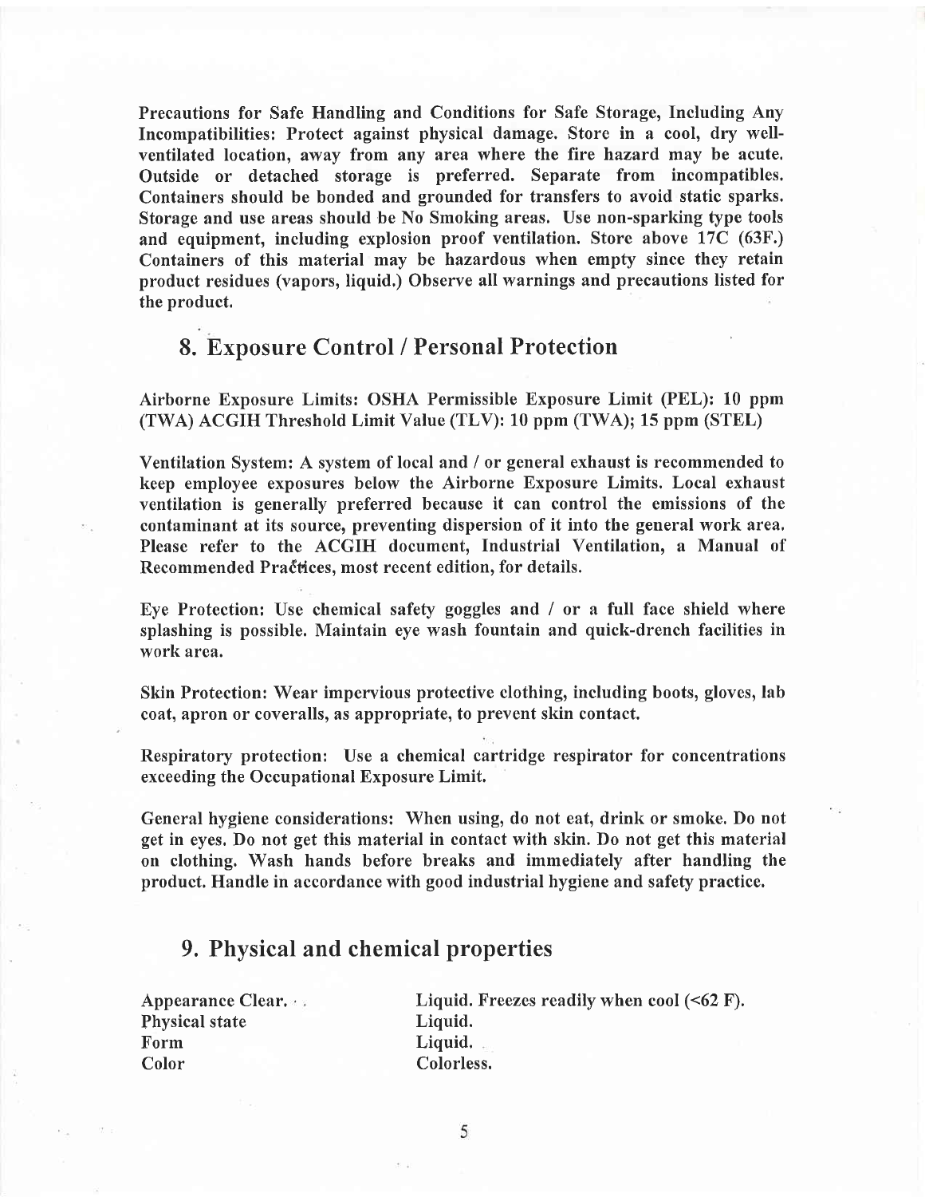**Precautions for Safe Handling and Conditions for Safe Storage, Including Any Incompatibilities: Protect against physical damage. Store in a cool, dry well-ventilated location, away from any area where the fire hazard may be acute. Outside or detached storage is preferred. Separate from incompatibles. Containers should be bonded and grounded for transfers to avoid static sparks. Storage and use areas should be No Smoking areas. Use non-sparking type tools and equipment, including explosion proof ventilation. Store above 17C (63F.) Containers of this material may be hazardous when empty since they retain product residues (vapors, liquid.) Observe all warnings and precautions listed for the product.**

## 8. Exposure Control / Personal Protection

**Airborne Exposure Limits: OSHA Permissible Exposure Limit (PEL): 10 ppm (TWA) ACGIH Threshold Limit Value (TLV): 10 ppm (TWA); 15 ppm (STEL)**

**Ventilation System: A system of local and / or general exhaust is recommended to keep employee exposures below the Airborne Exposure Limits. Local exhaust ventilation is generally preferred because it can control the emissions of the contaminant at its source, preventing dispersion of it into the general work area. Please refer to the ACGIH document, Industrial Ventilation, a Manual of Recommended Practices, most recent edition, for details.**

**Eye Protection: Use chemical safety goggles and / or a full face shield where splashing is possible. Maintain eye wash fountain and quick-drench facilities in work area.**

**Skin Protection: Wear impervious protective clothing, including boots, gloves, lab coat, apron or coveralls, as appropriate, to prevent skin contact.**

**Respiratory protection: Use a chemical cartridge respirator for concentrations exceeding the Occupational Exposure Limit.**

**General hygiene considerations: When using, do not eat, drink or smoke. Do not get in eyes. Do not get this material in contact with skin. Do not get this material on clothing. Wash hands before breaks and immediately after handling the product. Handle in accordance with good industrial hygiene and safety practice.**

## 9. Physical and chemical properties

| | |
|---|---|
| Appearance Clear. | Liquid. Freezes readily when cool (<62 F). |
| Physical state | Liquid. |
| Form | Liquid. |
| Color | Colorless. |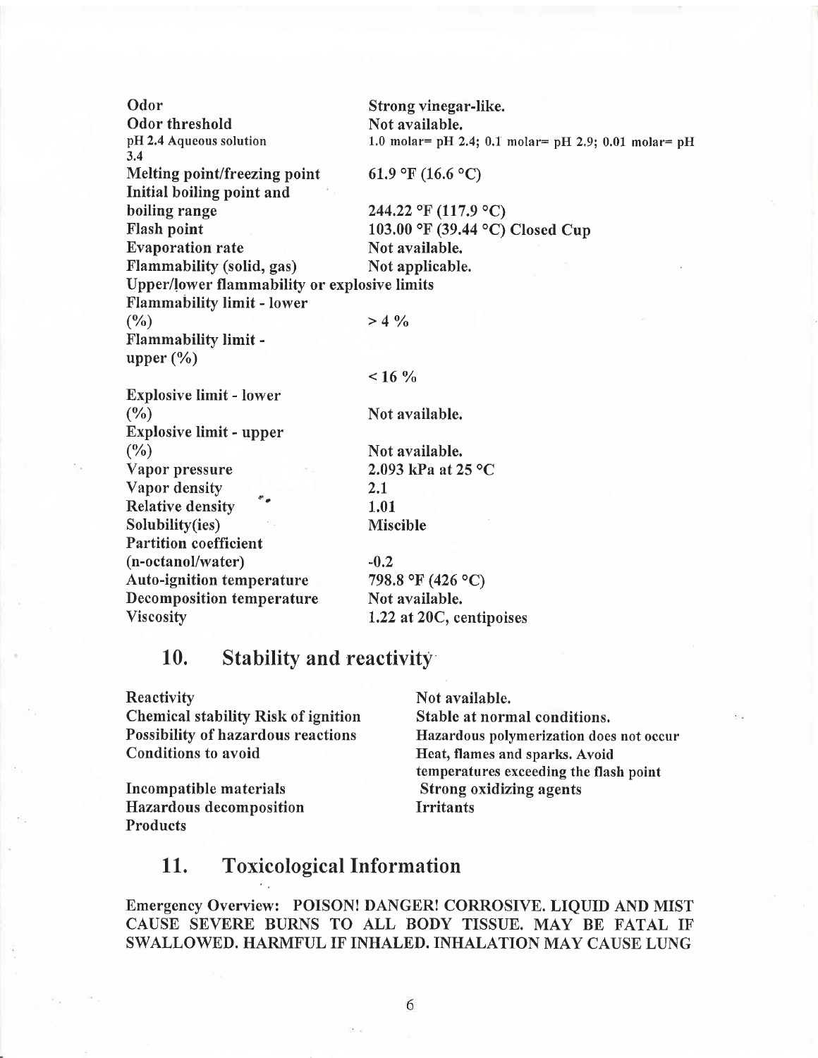| | |
|---|---|
| **Odor** | **Strong vinegar-like.** |
| **Odor threshold** | **Not available.** |
| pH 2.4 Aqueous solution 3.4 | 1.0 molar= pH 2.4; 0.1 molar= pH 2.9; 0.01 molar= pH |
| **Melting point/freezing point** | **61.9 °F (16.6 °C)** |
| **Initial boiling point and boiling range** | **244.22 °F (117.9 °C)** |
| **Flash point** | **103.00 °F (39.44 °C) Closed Cup** |
| **Evaporation rate** | **Not available.** |
| **Flammability (solid, gas)** | **Not applicable.** |
| **Upper/lower flammability or explosive limits** | |
| **Flammability limit - lower (%)** | **> 4 %** |
| **Flammability limit - upper (%)** | **< 16 %** |
| **Explosive limit - lower (%)** | **Not available.** |
| **Explosive limit - upper (%)** | **Not available.** |
| **Vapor pressure** | **2.093 kPa at 25 °C** |
| **Vapor density** | **2.1** |
| **Relative density** | **1.01** |
| **Solubility(ies)** | **Miscible** |
| **Partition coefficient (n-octanol/water)** | **-0.2** |
| **Auto-ignition temperature** | **798.8 °F (426 °C)** |
| **Decomposition temperature** | **Not available.** |
| **Viscosity** | **1.22 at 20C, centipoises** |

## 10. Stability and reactivity

| | |
|---|---|
| **Reactivity** | **Not available.** |
| **Chemical stability Risk of ignition** | **Stable at normal conditions.** |
| **Possibility of hazardous reactions** | **Hazardous polymerization does not occur** |
| **Conditions to avoid** | **Heat, flames and sparks. Avoid temperatures exceeding the flash point** |
| **Incompatible materials** | **Strong oxidizing agents** |
| **Hazardous decomposition Products** | **Irritants** |

## 11. Toxicological Information

**Emergency Overview: POISON! DANGER! CORROSIVE. LIQUID AND MIST CAUSE SEVERE BURNS TO ALL BODY TISSUE. MAY BE FATAL IF SWALLOWED. HARMFUL IF INHALED. INHALATION MAY CAUSE LUNG**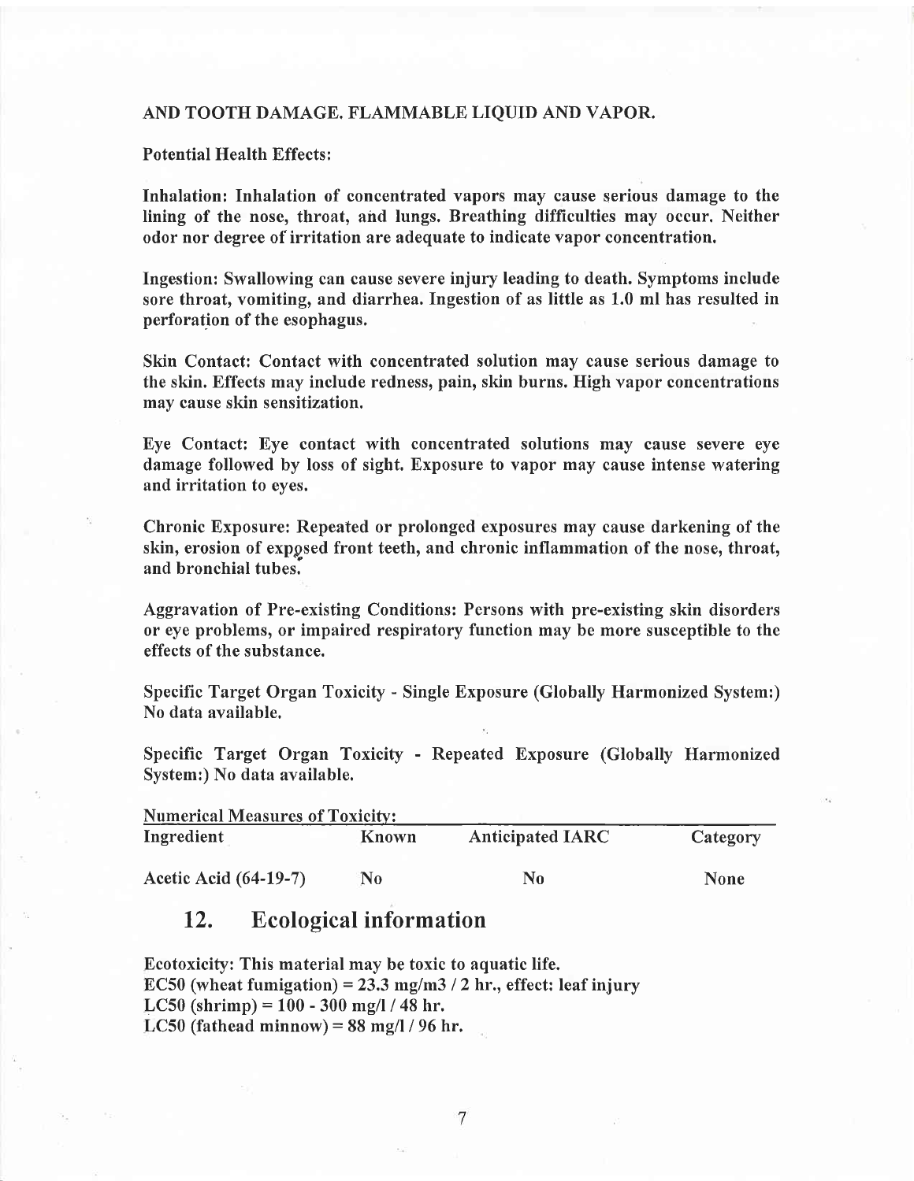**AND TOOTH DAMAGE. FLAMMABLE LIQUID AND VAPOR.**

**Potential Health Effects:**

**Inhalation: Inhalation of concentrated vapors may cause serious damage to the lining of the nose, throat, and lungs. Breathing difficulties may occur. Neither odor nor degree of irritation are adequate to indicate vapor concentration.**

**Ingestion: Swallowing can cause severe injury leading to death. Symptoms include sore throat, vomiting, and diarrhea. Ingestion of as little as 1.0 ml has resulted in perforation of the esophagus.**

**Skin Contact: Contact with concentrated solution may cause serious damage to the skin. Effects may include redness, pain, skin burns. High vapor concentrations may cause skin sensitization.**

**Eye Contact: Eye contact with concentrated solutions may cause severe eye damage followed by loss of sight. Exposure to vapor may cause intense watering and irritation to eyes.**

**Chronic Exposure: Repeated or prolonged exposures may cause darkening of the skin, erosion of exposed front teeth, and chronic inflammation of the nose, throat, and bronchial tubes.**

**Aggravation of Pre-existing Conditions: Persons with pre-existing skin disorders or eye problems, or impaired respiratory function may be more susceptible to the effects of the substance.**

**Specific Target Organ Toxicity - Single Exposure (Globally Harmonized System:) No data available.**

**Specific Target Organ Toxicity - Repeated Exposure (Globally Harmonized System:) No data available.**

**Numerical Measures of Toxicity:**

| Ingredient | Known | Anticipated IARC | Category |
| --- | --- | --- | --- |
| Acetic Acid (64-19-7) | No | No | None |

## 12. Ecological information

**Ecotoxicity: This material may be toxic to aquatic life.**
**EC50 (wheat fumigation) = 23.3 mg/m3 / 2 hr., effect: leaf injury**
**LC50 (shrimp) = 100 - 300 mg/l / 48 hr.**
**LC50 (fathead minnow) = 88 mg/l / 96 hr.**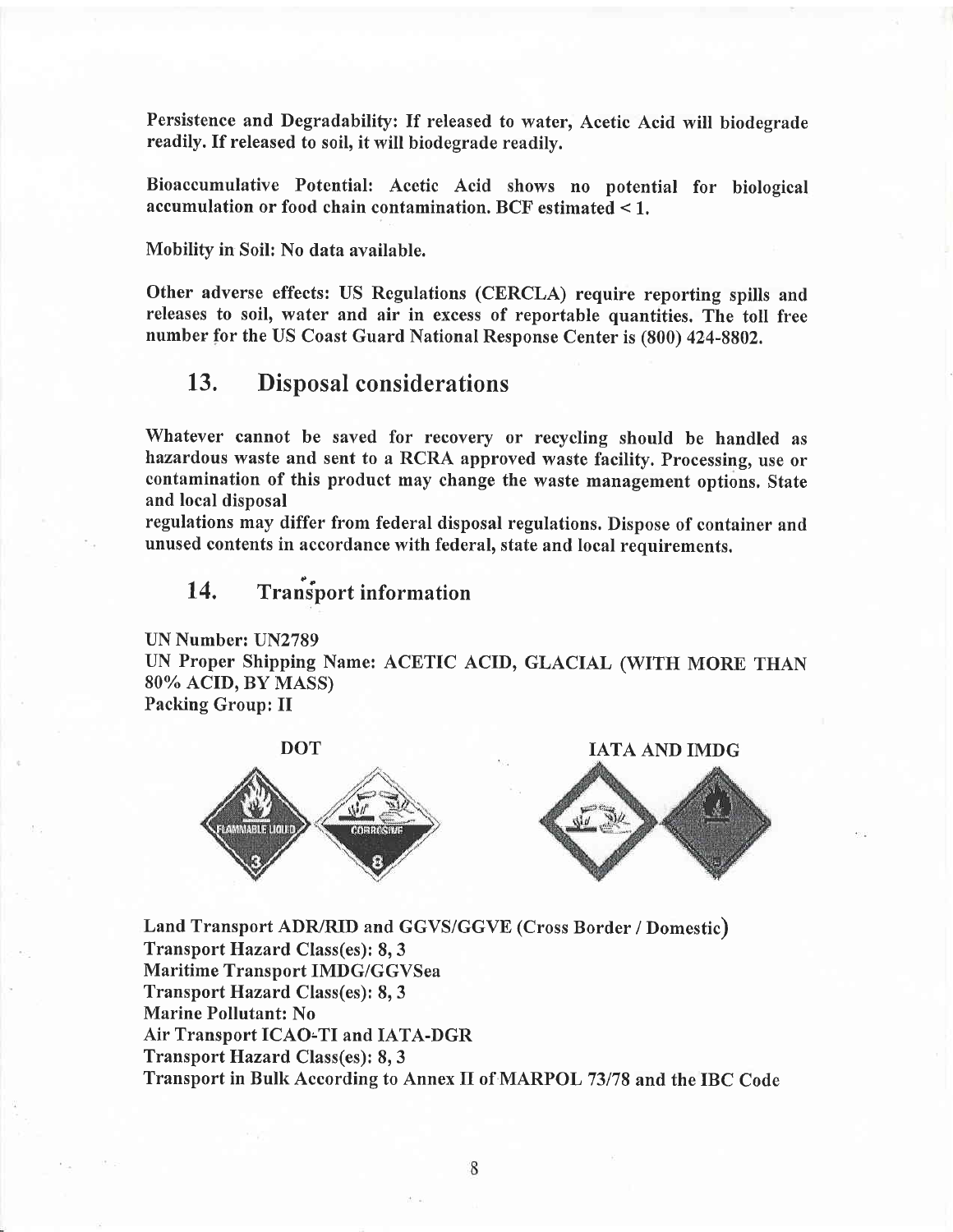Persistence and Degradability: If released to water, Acetic Acid will biodegrade readily. If released to soil, it will biodegrade readily.

Bioaccumulative Potential: Acetic Acid shows no potential for biological accumulation or food chain contamination. BCF estimated < 1.

Mobility in Soil: No data available.

Other adverse effects: US Regulations (CERCLA) require reporting spills and releases to soil, water and air in excess of reportable quantities. The toll free number for the US Coast Guard National Response Center is (800) 424-8802.

## 13. Disposal considerations

Whatever cannot be saved for recovery or recycling should be handled as hazardous waste and sent to a RCRA approved waste facility. Processing, use or contamination of this product may change the waste management options. State and local disposal
regulations may differ from federal disposal regulations. Dispose of container and unused contents in accordance with federal, state and local requirements.

## 14. Transport information

UN Number: UN2789
UN Proper Shipping Name: ACETIC ACID, GLACIAL (WITH MORE THAN 80% ACID, BY MASS)
Packing Group: II

DOT

IATA AND IMDG

Land Transport ADR/RID and GGVS/GGVE (Cross Border / Domestic)
Transport Hazard Class(es): 8, 3
Maritime Transport IMDG/GGVSea
Transport Hazard Class(es): 8, 3
Marine Pollutant: No
Air Transport ICAO-TI and IATA-DGR
Transport Hazard Class(es): 8, 3
Transport in Bulk According to Annex II of MARPOL 73/78 and the IBC Code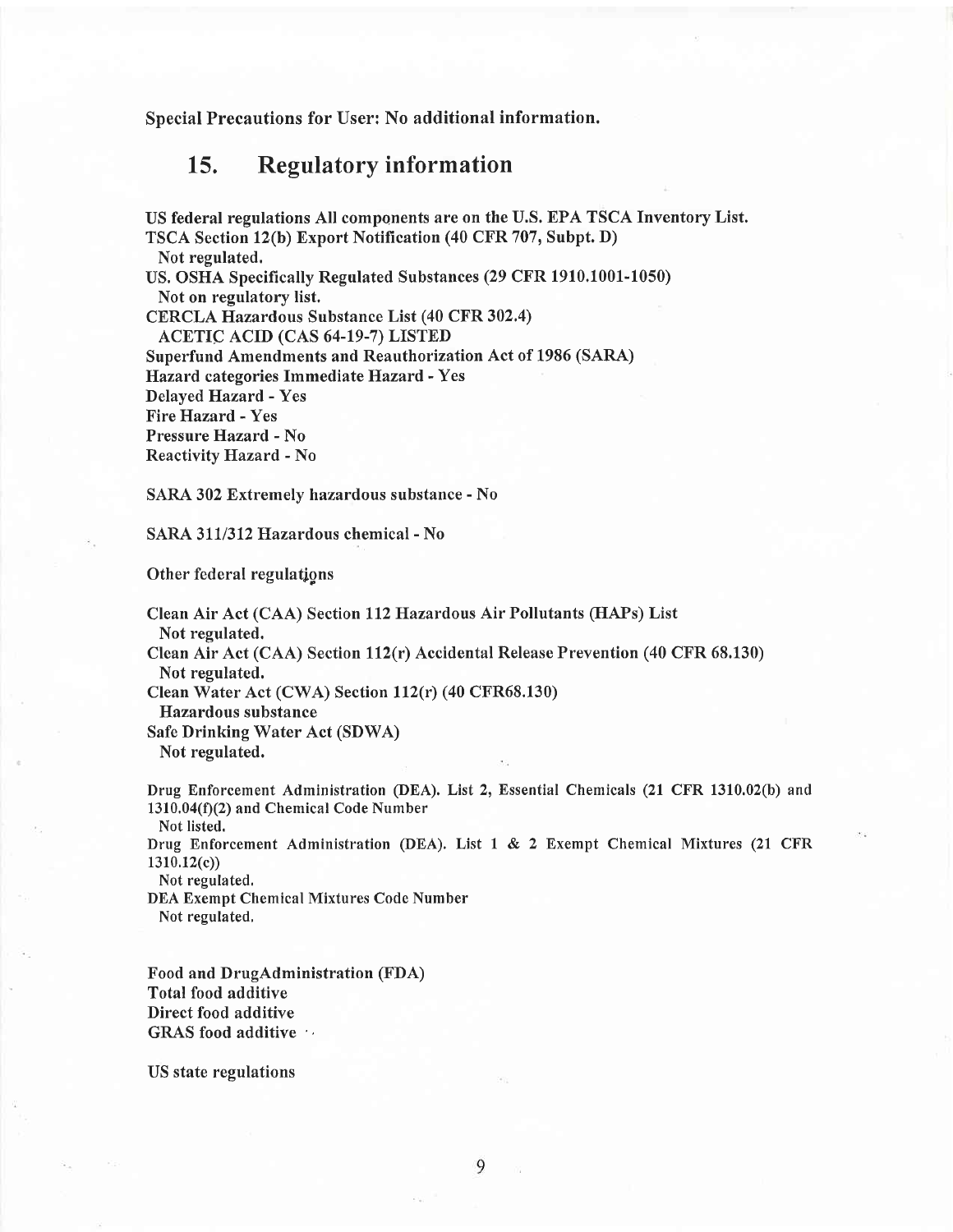**Special Precautions for User: No additional information.**

## 15. Regulatory information

**US federal regulations All components are on the U.S. EPA TSCA Inventory List.**
**TSCA Section 12(b) Export Notification (40 CFR 707, Subpt. D)**
**Not regulated.**
**US. OSHA Specifically Regulated Substances (29 CFR 1910.1001-1050)**
**Not on regulatory list.**
**CERCLA Hazardous Substance List (40 CFR 302.4)**
**ACETIC ACID (CAS 64-19-7) LISTED**
**Superfund Amendments and Reauthorization Act of 1986 (SARA)**
**Hazard categories Immediate Hazard - Yes**
**Delayed Hazard - Yes**
**Fire Hazard - Yes**
**Pressure Hazard - No**
**Reactivity Hazard - No**

**SARA 302 Extremely hazardous substance - No**

**SARA 311/312 Hazardous chemical - No**

Other federal regulations

**Clean Air Act (CAA) Section 112 Hazardous Air Pollutants (HAPs) List**
**Not regulated.**
**Clean Air Act (CAA) Section 112(r) Accidental Release Prevention (40 CFR 68.130)**
**Not regulated.**
**Clean Water Act (CWA) Section 112(r) (40 CFR68.130)**
**Hazardous substance**
**Safe Drinking Water Act (SDWA)**
**Not regulated.**

**Drug Enforcement Administration (DEA). List 2, Essential Chemicals (21 CFR 1310.02(b) and 1310.04(f)(2) and Chemical Code Number**
**Not listed.**
**Drug Enforcement Administration (DEA). List 1 & 2 Exempt Chemical Mixtures (21 CFR 1310.12(c))**
**Not regulated.**
**DEA Exempt Chemical Mixtures Code Number**
**Not regulated.**

**Food and DrugAdministration (FDA)**
**Total food additive**
**Direct food additive**
**GRAS food additive**

US state regulations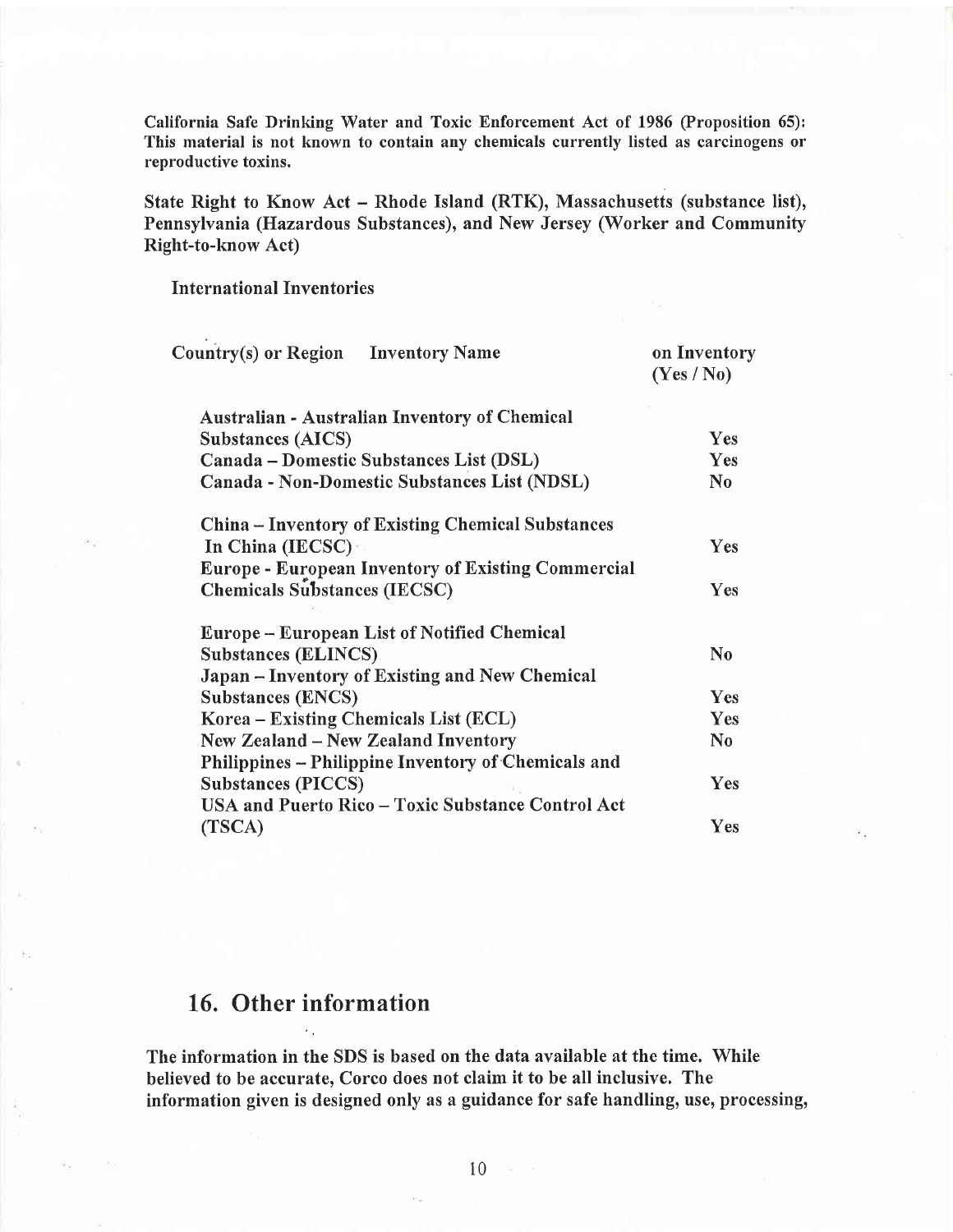**California Safe Drinking Water and Toxic Enforcement Act of 1986 (Proposition 65): This material is not known to contain any chemicals currently listed as carcinogens or reproductive toxins.**

**State Right to Know Act – Rhode Island (RTK), Massachusetts (substance list), Pennsylvania (Hazardous Substances), and New Jersey (Worker and Community Right-to-know Act)**

**International Inventories**

| Country(s) or Region Inventory Name | on Inventory (Yes / No) |
|---|---|
| Australian - Australian Inventory of Chemical Substances (AICS) | Yes |
| Canada – Domestic Substances List (DSL) | Yes |
| Canada - Non-Domestic Substances List (NDSL) | No |
| China – Inventory of Existing Chemical Substances In China (IECSC) | Yes |
| Europe - European Inventory of Existing Commercial Chemicals Substances (IECSC) | Yes |
| Europe – European List of Notified Chemical Substances (ELINCS) | No |
| Japan – Inventory of Existing and New Chemical Substances (ENCS) | Yes |
| Korea – Existing Chemicals List (ECL) | Yes |
| New Zealand – New Zealand Inventory | No |
| Philippines – Philippine Inventory of Chemicals and Substances (PICCS) | Yes |
| USA and Puerto Rico – Toxic Substance Control Act (TSCA) | Yes |

## 16. Other information

**The information in the SDS is based on the data available at the time. While believed to be accurate, Corco does not claim it to be all inclusive. The information given is designed only as a guidance for safe handling, use, processing,**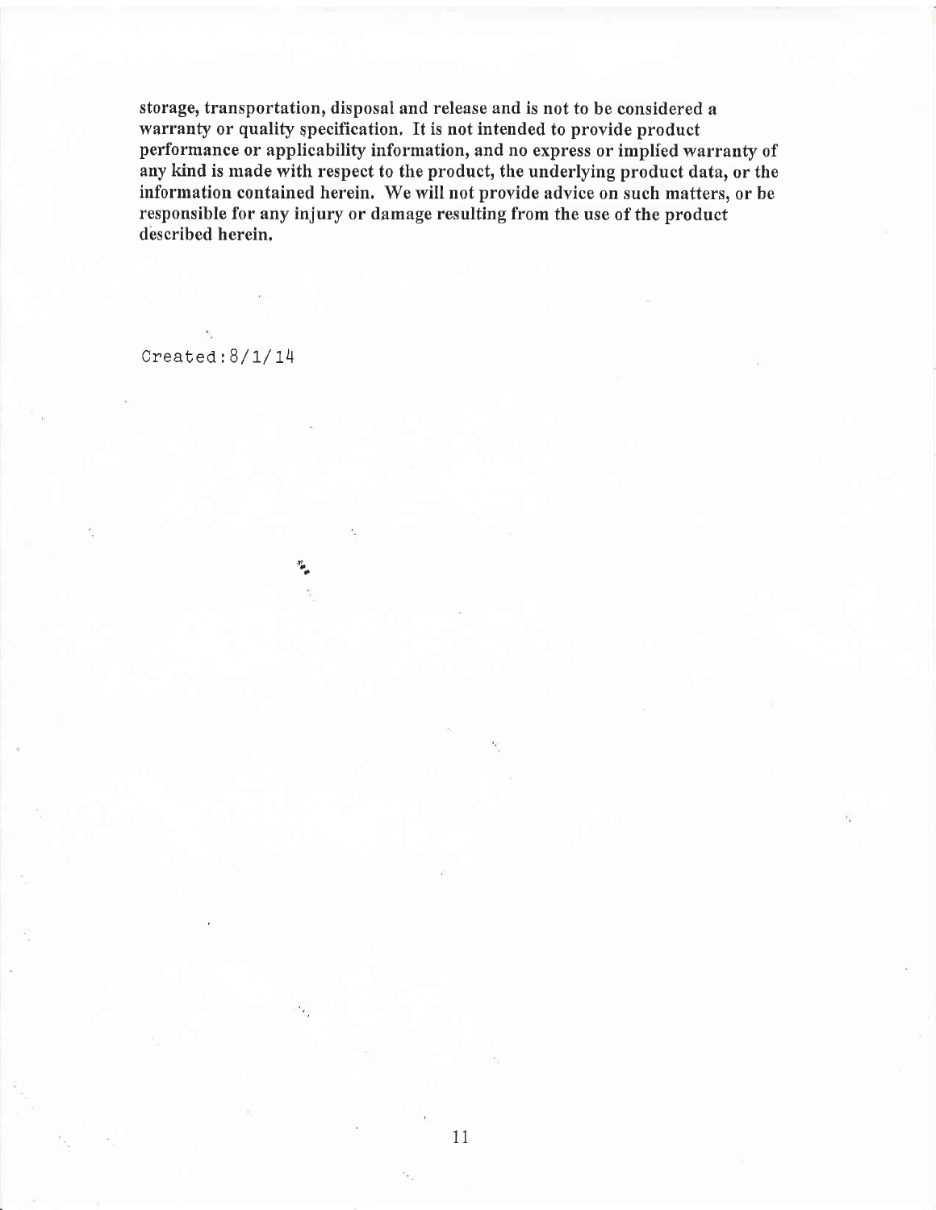**storage, transportation, disposal and release and is not to be considered a warranty or quality specification. It is not intended to provide product performance or applicability information, and no express or implied warranty of any kind is made with respect to the product, the underlying product data, or the information contained herein. We will not provide advice on such matters, or be responsible for any injury or damage resulting from the use of the product described herein.**

Created:8/1/14